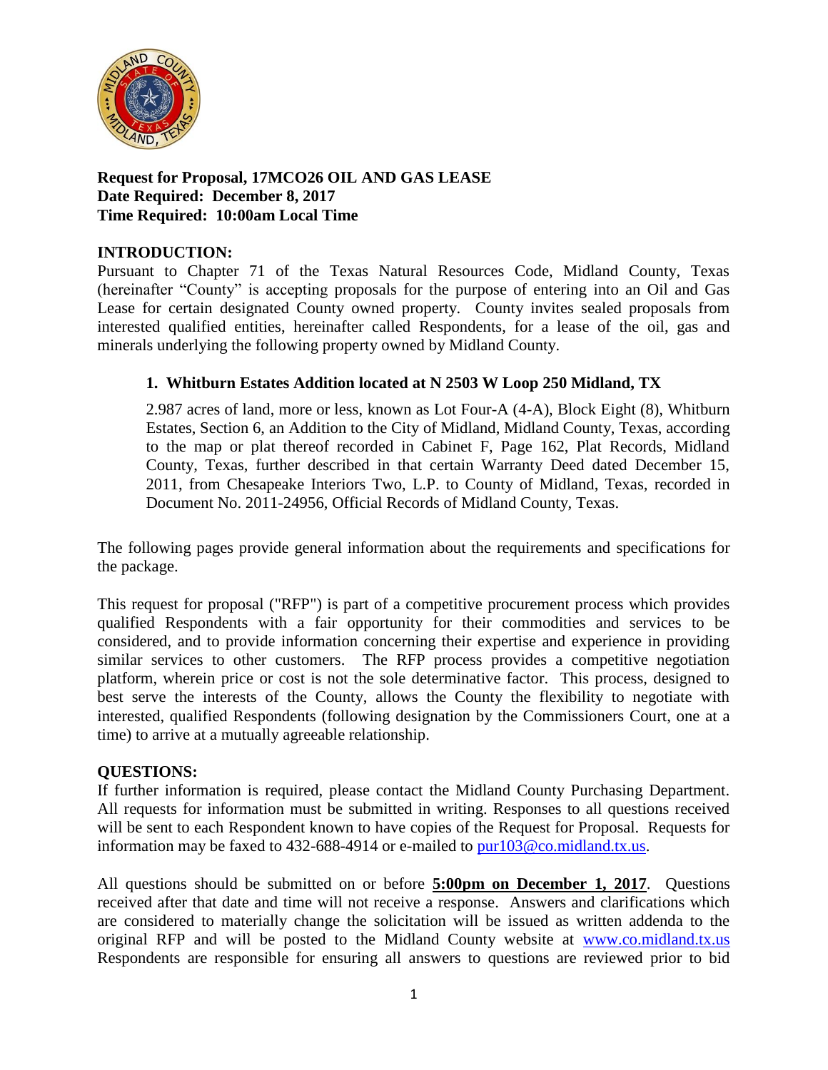**Request for Proposal, 17MCO26 OIL AND GAS LEASE**
**Date Required: December 8, 2017**
**Time Required: 10:00am Local Time**

## INTRODUCTION:

Pursuant to Chapter 71 of the Texas Natural Resources Code, Midland County, Texas (hereinafter "County" is accepting proposals for the purpose of entering into an Oil and Gas Lease for certain designated County owned property. County invites sealed proposals from interested qualified entities, hereinafter called Respondents, for a lease of the oil, gas and minerals underlying the following property owned by Midland County.

1. **Whitburn Estates Addition located at N 2503 W Loop 250 Midland, TX**

   2.987 acres of land, more or less, known as Lot Four-A (4-A), Block Eight (8), Whitburn Estates, Section 6, an Addition to the City of Midland, Midland County, Texas, according to the map or plat thereof recorded in Cabinet F, Page 162, Plat Records, Midland County, Texas, further described in that certain Warranty Deed dated December 15, 2011, from Chesapeake Interiors Two, L.P. to County of Midland, Texas, recorded in Document No. 2011-24956, Official Records of Midland County, Texas.

The following pages provide general information about the requirements and specifications for the package.

This request for proposal ("RFP") is part of a competitive procurement process which provides qualified Respondents with a fair opportunity for their commodities and services to be considered, and to provide information concerning their expertise and experience in providing similar services to other customers. The RFP process provides a competitive negotiation platform, wherein price or cost is not the sole determinative factor. This process, designed to best serve the interests of the County, allows the County the flexibility to negotiate with interested, qualified Respondents (following designation by the Commissioners Court, one at a time) to arrive at a mutually agreeable relationship.

## QUESTIONS:

If further information is required, please contact the Midland County Purchasing Department. All requests for information must be submitted in writing. Responses to all questions received will be sent to each Respondent known to have copies of the Request for Proposal. Requests for information may be faxed to 432-688-4914 or e-mailed to pur103@co.midland.tx.us.

All questions should be submitted on or before **5:00pm on December 1, 2017**. Questions received after that date and time will not receive a response. Answers and clarifications which are considered to materially change the solicitation will be issued as written addenda to the original RFP and will be posted to the Midland County website at www.co.midland.tx.us Respondents are responsible for ensuring all answers to questions are reviewed prior to bid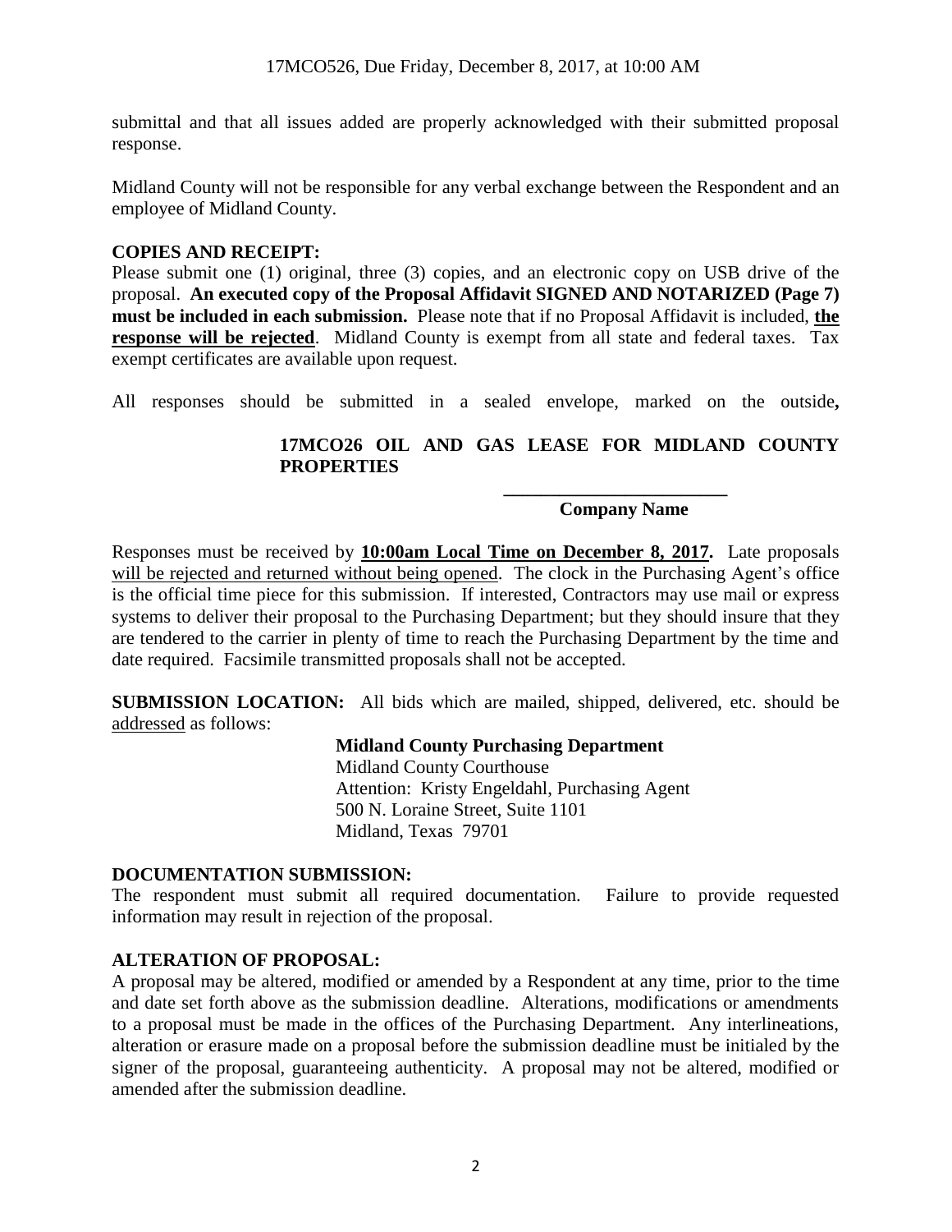submittal and that all issues added are properly acknowledged with their submitted proposal response.

Midland County will not be responsible for any verbal exchange between the Respondent and an employee of Midland County.

**COPIES AND RECEIPT:**
Please submit one (1) original, three (3) copies, and an electronic copy on USB drive of the proposal. **An executed copy of the Proposal Affidavit SIGNED AND NOTARIZED (Page 7) must be included in each submission.** Please note that if no Proposal Affidavit is included, **the response will be rejected**. Midland County is exempt from all state and federal taxes. Tax exempt certificates are available upon request.

All responses should be submitted in a sealed envelope, marked on the outside**,**

> **17MCO26 OIL AND GAS LEASE FOR MIDLAND COUNTY PROPERTIES**
>
> **________________________**
> **Company Name**

Responses must be received by **10:00am Local Time on December 8, 2017.** Late proposals will be rejected and returned without being opened. The clock in the Purchasing Agent's office is the official time piece for this submission. If interested, Contractors may use mail or express systems to deliver their proposal to the Purchasing Department; but they should insure that they are tendered to the carrier in plenty of time to reach the Purchasing Department by the time and date required. Facsimile transmitted proposals shall not be accepted.

**SUBMISSION LOCATION:** All bids which are mailed, shipped, delivered, etc. should be addressed as follows:

> **Midland County Purchasing Department**
> Midland County Courthouse
> Attention: Kristy Engeldahl, Purchasing Agent
> 500 N. Loraine Street, Suite 1101
> Midland, Texas 79701

**DOCUMENTATION SUBMISSION:**
The respondent must submit all required documentation. Failure to provide requested information may result in rejection of the proposal.

**ALTERATION OF PROPOSAL:**
A proposal may be altered, modified or amended by a Respondent at any time, prior to the time and date set forth above as the submission deadline. Alterations, modifications or amendments to a proposal must be made in the offices of the Purchasing Department. Any interlineations, alteration or erasure made on a proposal before the submission deadline must be initialed by the signer of the proposal, guaranteeing authenticity. A proposal may not be altered, modified or amended after the submission deadline.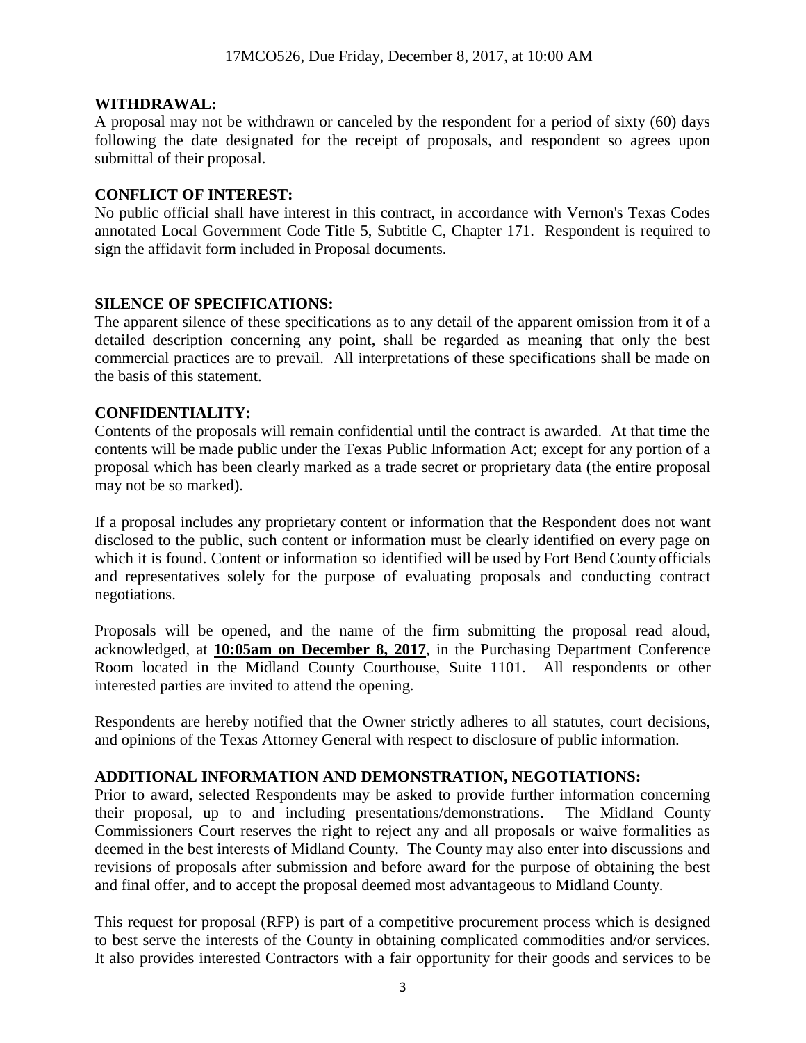## WITHDRAWAL:

A proposal may not be withdrawn or canceled by the respondent for a period of sixty (60) days following the date designated for the receipt of proposals, and respondent so agrees upon submittal of their proposal.

## CONFLICT OF INTEREST:

No public official shall have interest in this contract, in accordance with Vernon's Texas Codes annotated Local Government Code Title 5, Subtitle C, Chapter 171. Respondent is required to sign the affidavit form included in Proposal documents.

## SILENCE OF SPECIFICATIONS:

The apparent silence of these specifications as to any detail of the apparent omission from it of a detailed description concerning any point, shall be regarded as meaning that only the best commercial practices are to prevail. All interpretations of these specifications shall be made on the basis of this statement.

## CONFIDENTIALITY:

Contents of the proposals will remain confidential until the contract is awarded. At that time the contents will be made public under the Texas Public Information Act; except for any portion of a proposal which has been clearly marked as a trade secret or proprietary data (the entire proposal may not be so marked).

If a proposal includes any proprietary content or information that the Respondent does not want disclosed to the public, such content or information must be clearly identified on every page on which it is found. Content or information so identified will be used by Fort Bend County officials and representatives solely for the purpose of evaluating proposals and conducting contract negotiations.

Proposals will be opened, and the name of the firm submitting the proposal read aloud, acknowledged, at **10:05am on December 8, 2017**, in the Purchasing Department Conference Room located in the Midland County Courthouse, Suite 1101. All respondents or other interested parties are invited to attend the opening.

Respondents are hereby notified that the Owner strictly adheres to all statutes, court decisions, and opinions of the Texas Attorney General with respect to disclosure of public information.

## ADDITIONAL INFORMATION AND DEMONSTRATION, NEGOTIATIONS:

Prior to award, selected Respondents may be asked to provide further information concerning their proposal, up to and including presentations/demonstrations. The Midland County Commissioners Court reserves the right to reject any and all proposals or waive formalities as deemed in the best interests of Midland County. The County may also enter into discussions and revisions of proposals after submission and before award for the purpose of obtaining the best and final offer, and to accept the proposal deemed most advantageous to Midland County.

This request for proposal (RFP) is part of a competitive procurement process which is designed to best serve the interests of the County in obtaining complicated commodities and/or services. It also provides interested Contractors with a fair opportunity for their goods and services to be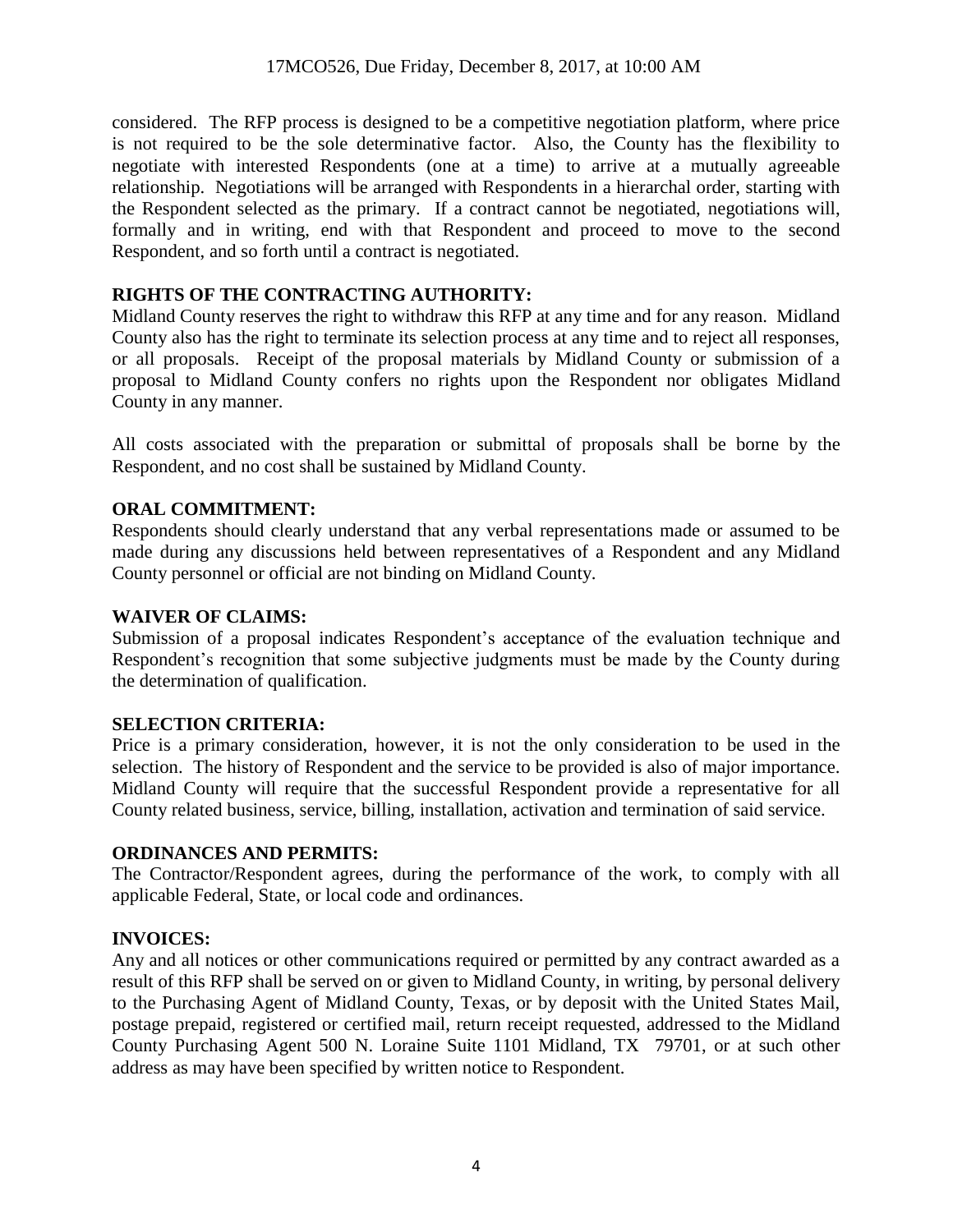considered. The RFP process is designed to be a competitive negotiation platform, where price is not required to be the sole determinative factor. Also, the County has the flexibility to negotiate with interested Respondents (one at a time) to arrive at a mutually agreeable relationship. Negotiations will be arranged with Respondents in a hierarchal order, starting with the Respondent selected as the primary. If a contract cannot be negotiated, negotiations will, formally and in writing, end with that Respondent and proceed to move to the second Respondent, and so forth until a contract is negotiated.

**RIGHTS OF THE CONTRACTING AUTHORITY:**
Midland County reserves the right to withdraw this RFP at any time and for any reason. Midland County also has the right to terminate its selection process at any time and to reject all responses, or all proposals. Receipt of the proposal materials by Midland County or submission of a proposal to Midland County confers no rights upon the Respondent nor obligates Midland County in any manner.

All costs associated with the preparation or submittal of proposals shall be borne by the Respondent, and no cost shall be sustained by Midland County.

**ORAL COMMITMENT:**
Respondents should clearly understand that any verbal representations made or assumed to be made during any discussions held between representatives of a Respondent and any Midland County personnel or official are not binding on Midland County.

**WAIVER OF CLAIMS:**
Submission of a proposal indicates Respondent's acceptance of the evaluation technique and Respondent's recognition that some subjective judgments must be made by the County during the determination of qualification.

**SELECTION CRITERIA:**
Price is a primary consideration, however, it is not the only consideration to be used in the selection. The history of Respondent and the service to be provided is also of major importance. Midland County will require that the successful Respondent provide a representative for all County related business, service, billing, installation, activation and termination of said service.

**ORDINANCES AND PERMITS:**
The Contractor/Respondent agrees, during the performance of the work, to comply with all applicable Federal, State, or local code and ordinances.

**INVOICES:**
Any and all notices or other communications required or permitted by any contract awarded as a result of this RFP shall be served on or given to Midland County, in writing, by personal delivery to the Purchasing Agent of Midland County, Texas, or by deposit with the United States Mail, postage prepaid, registered or certified mail, return receipt requested, addressed to the Midland County Purchasing Agent 500 N. Loraine Suite 1101 Midland, TX 79701, or at such other address as may have been specified by written notice to Respondent.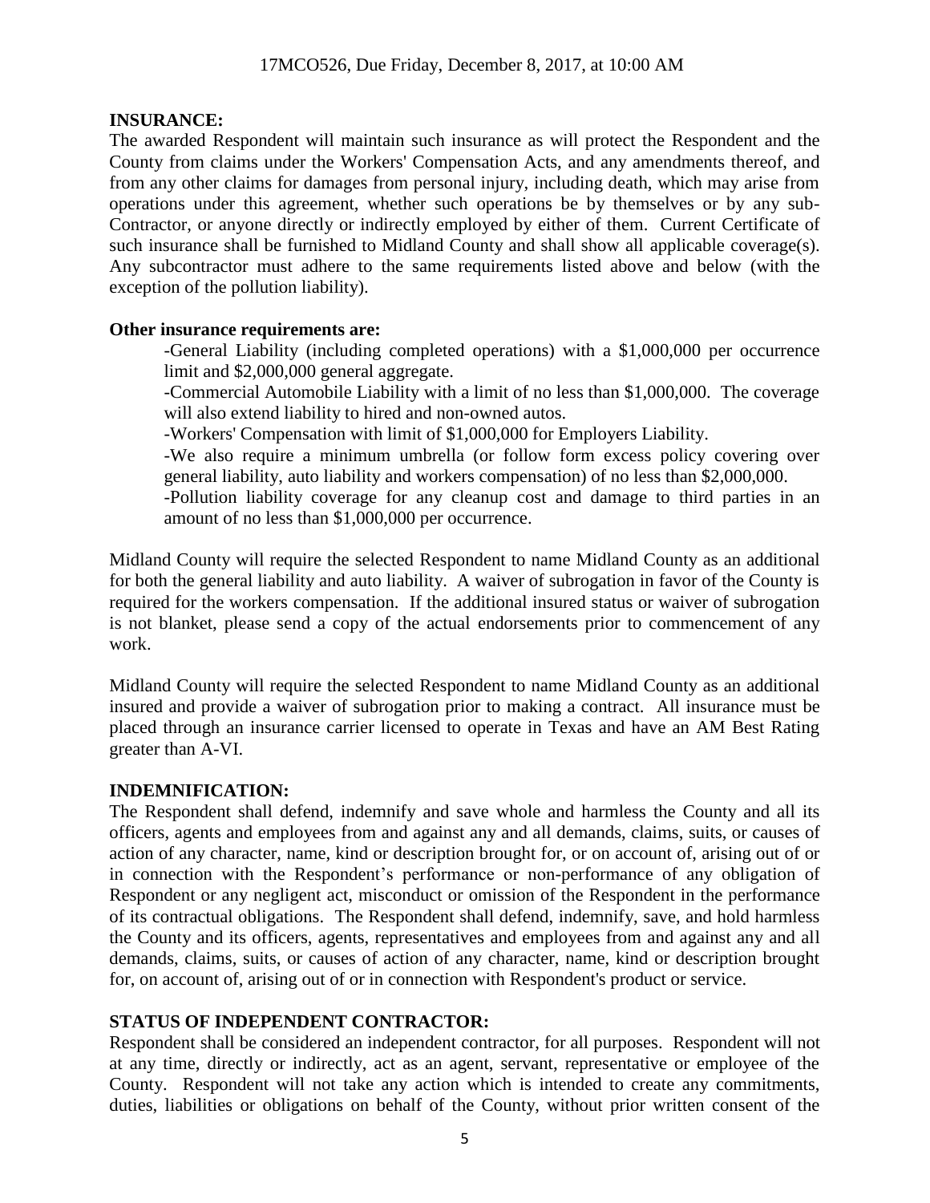**INSURANCE:**

The awarded Respondent will maintain such insurance as will protect the Respondent and the County from claims under the Workers' Compensation Acts, and any amendments thereof, and from any other claims for damages from personal injury, including death, which may arise from operations under this agreement, whether such operations be by themselves or by any sub-Contractor, or anyone directly or indirectly employed by either of them. Current Certificate of such insurance shall be furnished to Midland County and shall show all applicable coverage(s). Any subcontractor must adhere to the same requirements listed above and below (with the exception of the pollution liability).

**Other insurance requirements are:**

-General Liability (including completed operations) with a $1,000,000 per occurrence limit and $2,000,000 general aggregate.

-Commercial Automobile Liability with a limit of no less than $1,000,000. The coverage will also extend liability to hired and non-owned autos.

-Workers' Compensation with limit of $1,000,000 for Employers Liability.

-We also require a minimum umbrella (or follow form excess policy covering over general liability, auto liability and workers compensation) of no less than $2,000,000.

-Pollution liability coverage for any cleanup cost and damage to third parties in an amount of no less than $1,000,000 per occurrence.

Midland County will require the selected Respondent to name Midland County as an additional for both the general liability and auto liability. A waiver of subrogation in favor of the County is required for the workers compensation. If the additional insured status or waiver of subrogation is not blanket, please send a copy of the actual endorsements prior to commencement of any work.

Midland County will require the selected Respondent to name Midland County as an additional insured and provide a waiver of subrogation prior to making a contract. All insurance must be placed through an insurance carrier licensed to operate in Texas and have an AM Best Rating greater than A-VI.

**INDEMNIFICATION:**

The Respondent shall defend, indemnify and save whole and harmless the County and all its officers, agents and employees from and against any and all demands, claims, suits, or causes of action of any character, name, kind or description brought for, or on account of, arising out of or in connection with the Respondent's performance or non-performance of any obligation of Respondent or any negligent act, misconduct or omission of the Respondent in the performance of its contractual obligations. The Respondent shall defend, indemnify, save, and hold harmless the County and its officers, agents, representatives and employees from and against any and all demands, claims, suits, or causes of action of any character, name, kind or description brought for, on account of, arising out of or in connection with Respondent's product or service.

**STATUS OF INDEPENDENT CONTRACTOR:**

Respondent shall be considered an independent contractor, for all purposes. Respondent will not at any time, directly or indirectly, act as an agent, servant, representative or employee of the County. Respondent will not take any action which is intended to create any commitments, duties, liabilities or obligations on behalf of the County, without prior written consent of the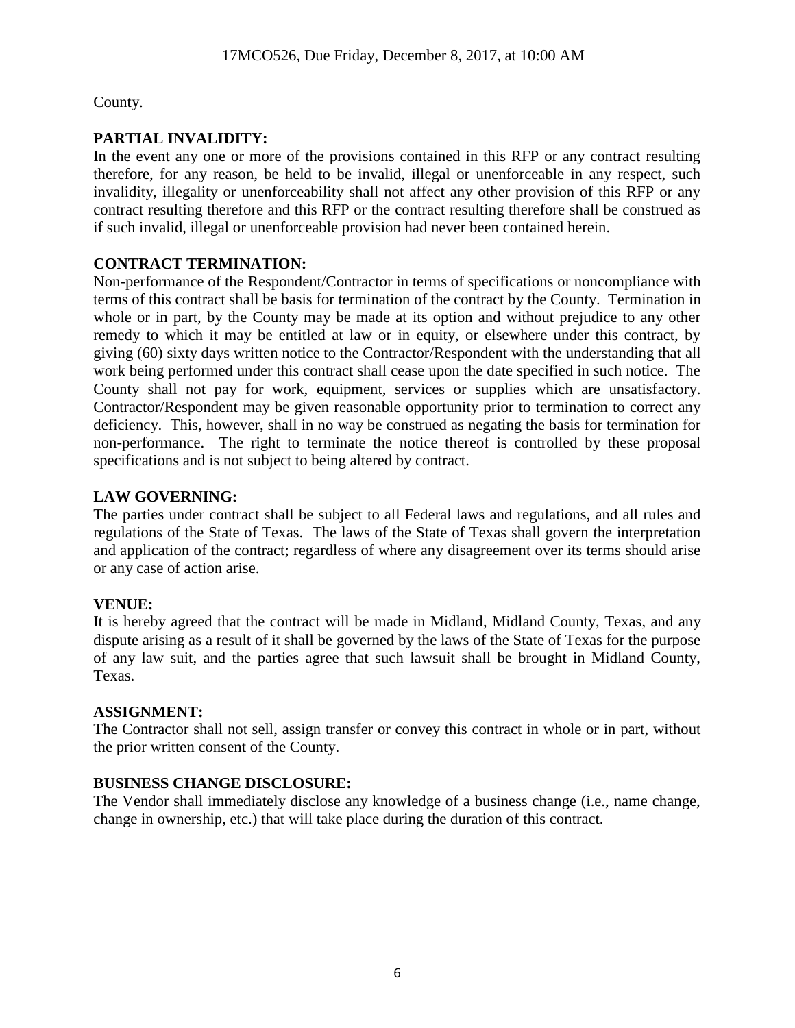County.

**PARTIAL INVALIDITY:**

In the event any one or more of the provisions contained in this RFP or any contract resulting therefore, for any reason, be held to be invalid, illegal or unenforceable in any respect, such invalidity, illegality or unenforceability shall not affect any other provision of this RFP or any contract resulting therefore and this RFP or the contract resulting therefore shall be construed as if such invalid, illegal or unenforceable provision had never been contained herein.

**CONTRACT TERMINATION:**

Non-performance of the Respondent/Contractor in terms of specifications or noncompliance with terms of this contract shall be basis for termination of the contract by the County. Termination in whole or in part, by the County may be made at its option and without prejudice to any other remedy to which it may be entitled at law or in equity, or elsewhere under this contract, by giving (60) sixty days written notice to the Contractor/Respondent with the understanding that all work being performed under this contract shall cease upon the date specified in such notice. The County shall not pay for work, equipment, services or supplies which are unsatisfactory. Contractor/Respondent may be given reasonable opportunity prior to termination to correct any deficiency. This, however, shall in no way be construed as negating the basis for termination for non-performance. The right to terminate the notice thereof is controlled by these proposal specifications and is not subject to being altered by contract.

**LAW GOVERNING:**

The parties under contract shall be subject to all Federal laws and regulations, and all rules and regulations of the State of Texas. The laws of the State of Texas shall govern the interpretation and application of the contract; regardless of where any disagreement over its terms should arise or any case of action arise.

**VENUE:**

It is hereby agreed that the contract will be made in Midland, Midland County, Texas, and any dispute arising as a result of it shall be governed by the laws of the State of Texas for the purpose of any law suit, and the parties agree that such lawsuit shall be brought in Midland County, Texas.

**ASSIGNMENT:**

The Contractor shall not sell, assign transfer or convey this contract in whole or in part, without the prior written consent of the County.

**BUSINESS CHANGE DISCLOSURE:**

The Vendor shall immediately disclose any knowledge of a business change (i.e., name change, change in ownership, etc.) that will take place during the duration of this contract.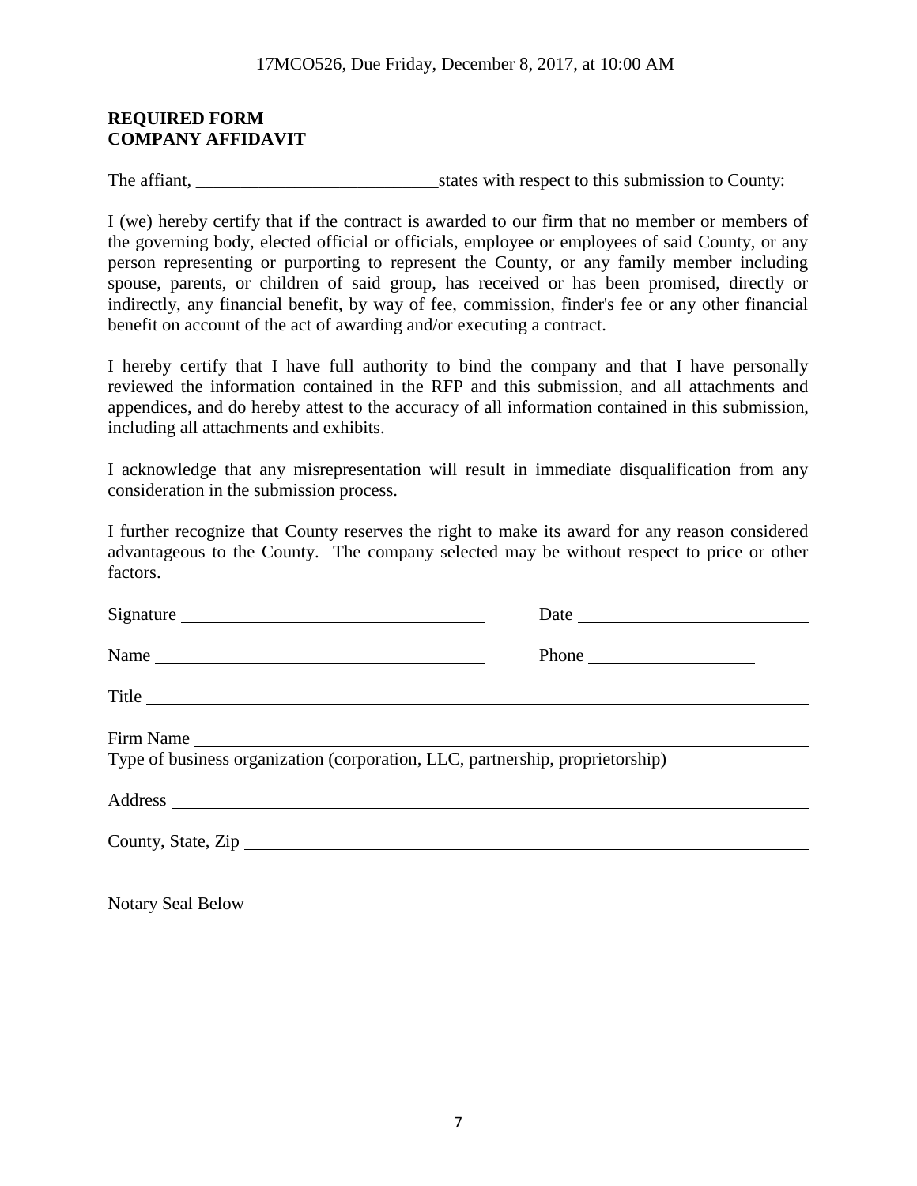17MCO526, Due Friday, December 8, 2017, at 10:00 AM

**REQUIRED FORM**
**COMPANY AFFIDAVIT**

The affiant, ___________________________ states with respect to this submission to County:

I (we) hereby certify that if the contract is awarded to our firm that no member or members of the governing body, elected official or officials, employee or employees of said County, or any person representing or purporting to represent the County, or any family member including spouse, parents, or children of said group, has received or has been promised, directly or indirectly, any financial benefit, by way of fee, commission, finder's fee or any other financial benefit on account of the act of awarding and/or executing a contract.

I hereby certify that I have full authority to bind the company and that I have personally reviewed the information contained in the RFP and this submission, and all attachments and appendices, and do hereby attest to the accuracy of all information contained in this submission, including all attachments and exhibits.

I acknowledge that any misrepresentation will result in immediate disqualification from any consideration in the submission process.

I further recognize that County reserves the right to make its award for any reason considered advantageous to the County. The company selected may be without respect to price or other factors.

Signature ___________________________ Date ___________________________

Name ___________________________ Phone ___________________________

Title ___________________________________________________________

Firm Name ___________________________________________________________
Type of business organization (corporation, LLC, partnership, proprietorship)

Address ___________________________________________________________

County, State, Zip ___________________________________________________________

Notary Seal Below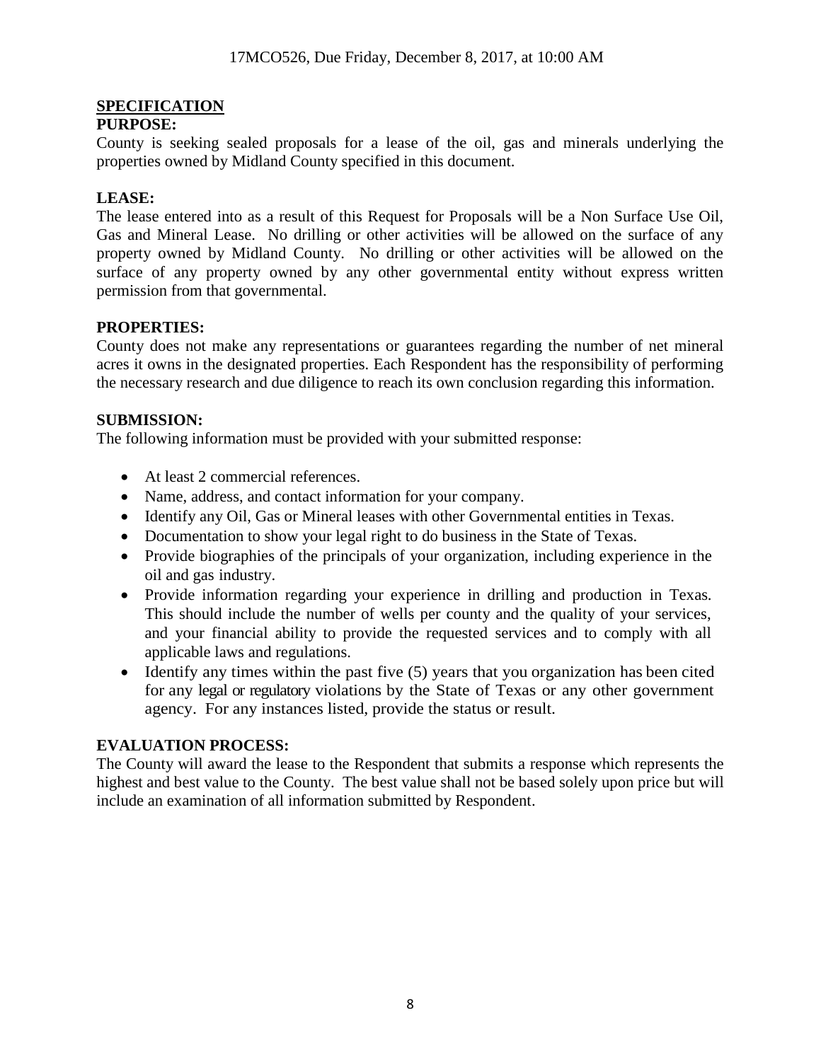## SPECIFICATION

### PURPOSE:

County is seeking sealed proposals for a lease of the oil, gas and minerals underlying the properties owned by Midland County specified in this document.

### LEASE:

The lease entered into as a result of this Request for Proposals will be a Non Surface Use Oil, Gas and Mineral Lease. No drilling or other activities will be allowed on the surface of any property owned by Midland County. No drilling or other activities will be allowed on the surface of any property owned by any other governmental entity without express written permission from that governmental.

### PROPERTIES:

County does not make any representations or guarantees regarding the number of net mineral acres it owns in the designated properties. Each Respondent has the responsibility of performing the necessary research and due diligence to reach its own conclusion regarding this information.

### SUBMISSION:

The following information must be provided with your submitted response:

- At least 2 commercial references.
- Name, address, and contact information for your company.
- Identify any Oil, Gas or Mineral leases with other Governmental entities in Texas.
- Documentation to show your legal right to do business in the State of Texas.
- Provide biographies of the principals of your organization, including experience in the oil and gas industry.
- Provide information regarding your experience in drilling and production in Texas. This should include the number of wells per county and the quality of your services, and your financial ability to provide the requested services and to comply with all applicable laws and regulations.
- Identify any times within the past five (5) years that you organization has been cited for any legal or regulatory violations by the State of Texas or any other government agency. For any instances listed, provide the status or result.

### EVALUATION PROCESS:

The County will award the lease to the Respondent that submits a response which represents the highest and best value to the County. The best value shall not be based solely upon price but will include an examination of all information submitted by Respondent.